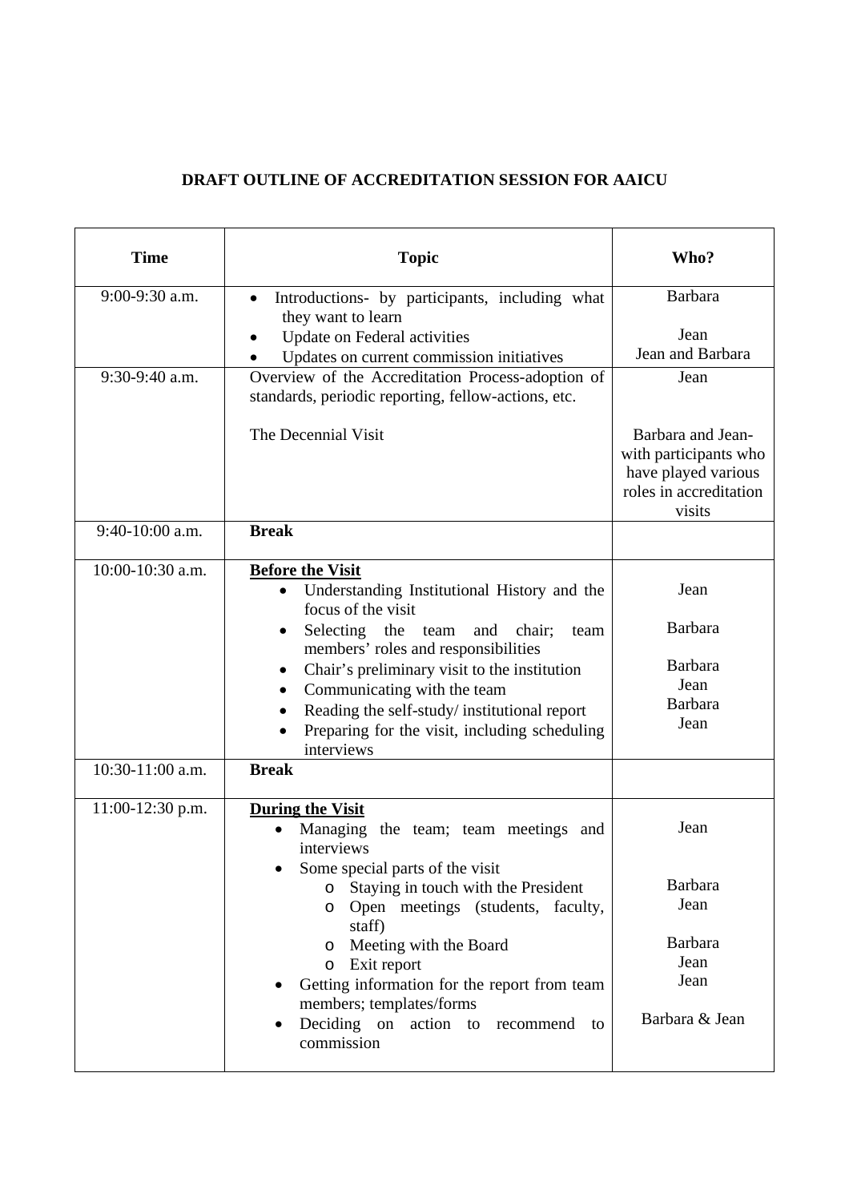# DRAFT OUTLINE OF ACCREDITATION SESSION FOR AAICU

| Time | Topic | Who? |
|---|---|---|
| 9:00-9:30 a.m. | • Introductions- by participants, including what they want to learn<br>• Update on Federal activities<br>• Updates on current commission initiatives | Barbara<br><br>Jean<br>Jean and Barbara |
| 9:30-9:40 a.m. | Overview of the Accreditation Process-adoption of standards, periodic reporting, fellow-actions, etc.<br><br>The Decennial Visit | Jean<br><br>Barbara and Jean- with participants who have played various roles in accreditation visits |
| 9:40-10:00 a.m. | **Break** | |
| 10:00-10:30 a.m. | **<u>Before the Visit</u>**<br>• Understanding Institutional History and the focus of the visit<br>• Selecting the team and chair; team members' roles and responsibilities<br>• Chair's preliminary visit to the institution<br>• Communicating with the team<br>• Reading the self-study/ institutional report<br>• Preparing for the visit, including scheduling interviews | Jean<br><br>Barbara<br><br>Barbara<br>Jean<br>Barbara<br>Jean |
| 10:30-11:00 a.m. | **Break** | |
| 11:00-12:30 p.m. | **<u>During the Visit</u>**<br>• Managing the team; team meetings and interviews<br>• Some special parts of the visit<br>  ○ Staying in touch with the President<br>  ○ Open meetings (students, faculty, staff)<br>  ○ Meeting with the Board<br>  ○ Exit report<br>• Getting information for the report from team members; templates/forms<br>• Deciding on action to recommend to commission | Jean<br><br><br>Barbara<br>Jean<br><br>Barbara<br>Jean<br>Jean<br><br>Barbara & Jean |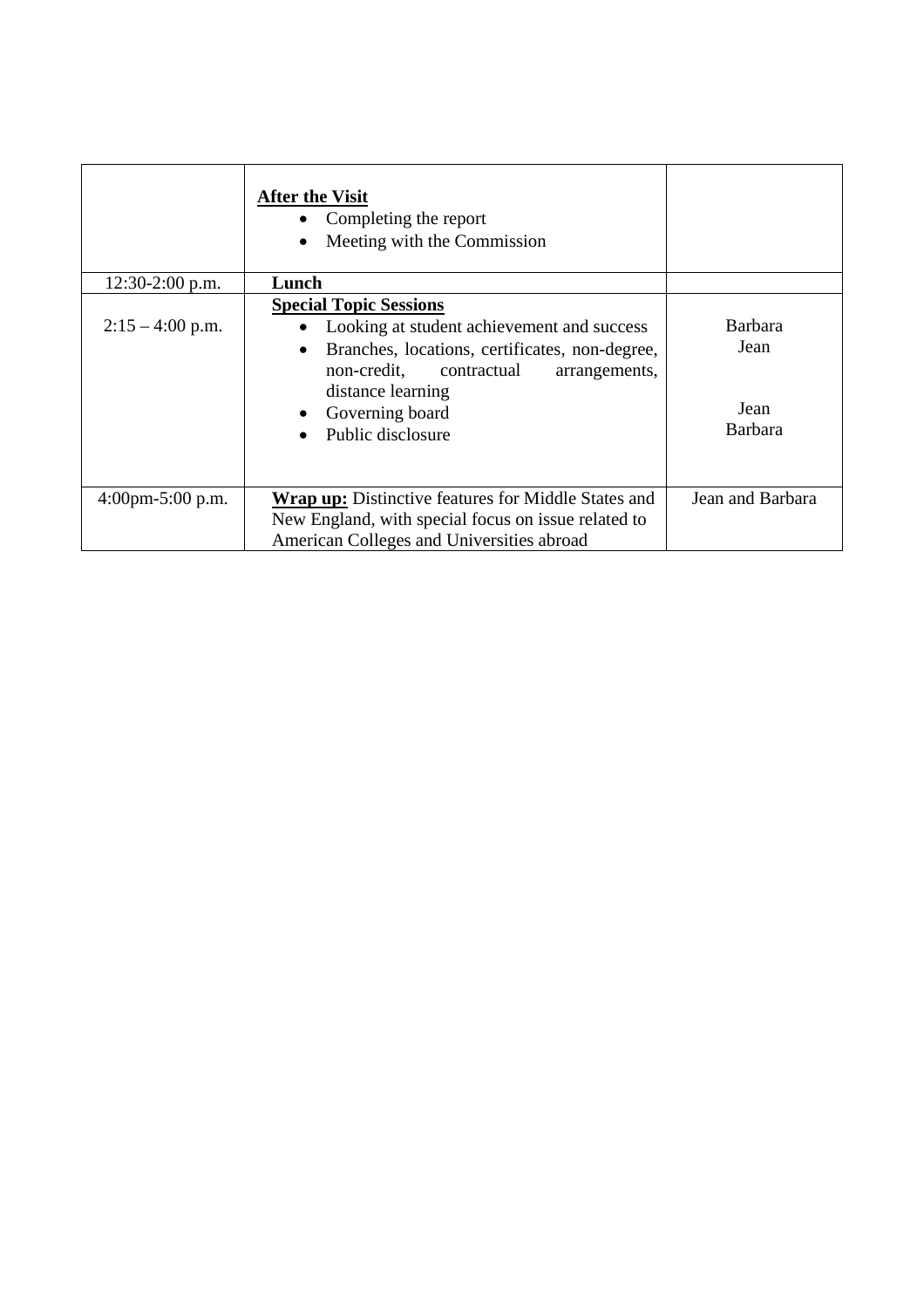| | | |
|---|---|---|
| | **After the Visit**<br>• Completing the report<br>• Meeting with the Commission | |
| 12:30-2:00 p.m. | **Lunch** | |
| 2:15 – 4:00 p.m. | **Special Topic Sessions**<br>• Looking at student achievement and success<br>• Branches, locations, certificates, non-degree, non-credit, contractual arrangements, distance learning<br>• Governing board<br>• Public disclosure | Barbara<br>Jean<br><br>Jean<br>Barbara |
| 4:00pm-5:00 p.m. | **Wrap up:** Distinctive features for Middle States and New England, with special focus on issue related to American Colleges and Universities abroad | Jean and Barbara |